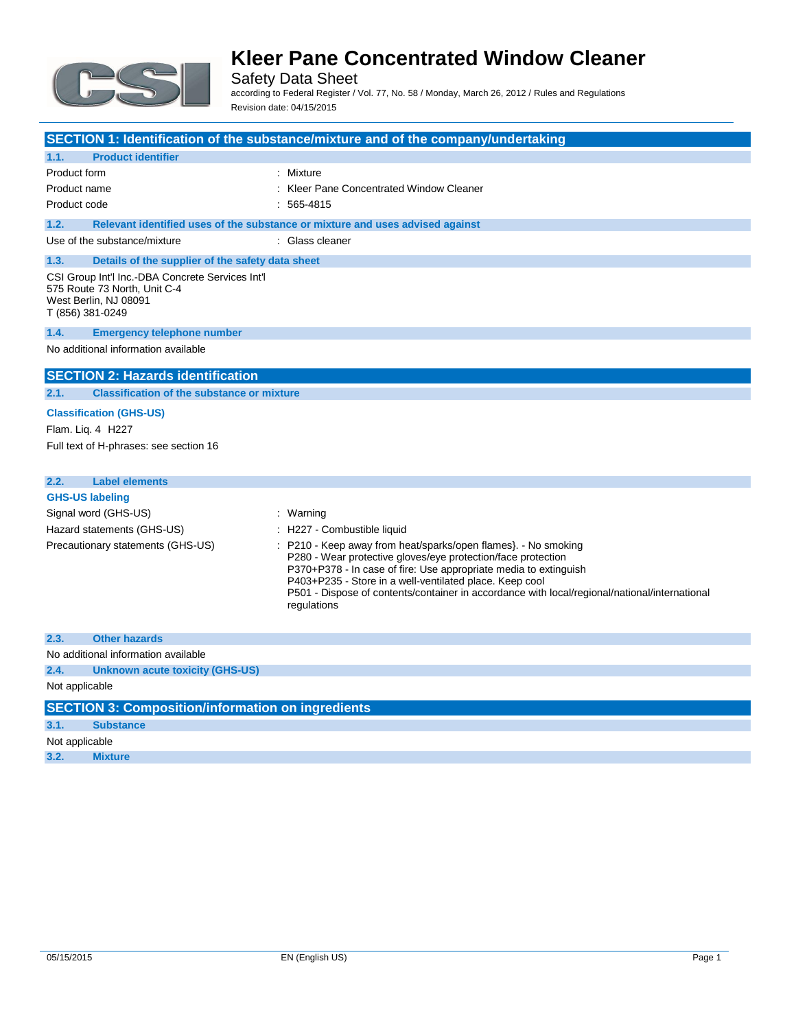# Kleer Pane Concentrated Window Cleaner

Safety Data Sheet

according to Federal Register / Vol. 77, No. 58 / Monday, March 26, 2012 / Rules and Regulations

Revision date: 04/15/2015

## SECTION 1: Identification of the substance/mixture and of the company/undertaking

### 1.1. Product identifier

| | |
|---|---|
| Product form | : Mixture |
| Product name | : Kleer Pane Concentrated Window Cleaner |
| Product code | : 565-4815 |

### 1.2. Relevant identified uses of the substance or mixture and uses advised against

| | |
|---|---|
| Use of the substance/mixture | : Glass cleaner |

### 1.3. Details of the supplier of the safety data sheet

CSI Group Int'l Inc.-DBA Concrete Services Int'l
575 Route 73 North, Unit C-4
West Berlin, NJ 08091
T (856) 381-0249

### 1.4. Emergency telephone number

No additional information available

## SECTION 2: Hazards identification

### 2.1. Classification of the substance or mixture

**Classification (GHS-US)**

Flam. Liq. 4 H227

Full text of H-phrases: see section 16

### 2.2. Label elements

**GHS-US labeling**

| | |
|---|---|
| Signal word (GHS-US) | : Warning |
| Hazard statements (GHS-US) | : H227 - Combustible liquid |
| Precautionary statements (GHS-US) | : P210 - Keep away from heat/sparks/open flames}. - No smoking<br>P280 - Wear protective gloves/eye protection/face protection<br>P370+P378 - In case of fire: Use appropriate media to extinguish<br>P403+P235 - Store in a well-ventilated place. Keep cool<br>P501 - Dispose of contents/container in accordance with local/regional/national/international regulations |

### 2.3. Other hazards

No additional information available

### 2.4. Unknown acute toxicity (GHS-US)

Not applicable

## SECTION 3: Composition/information on ingredients

### 3.1. Substance

Not applicable

### 3.2. Mixture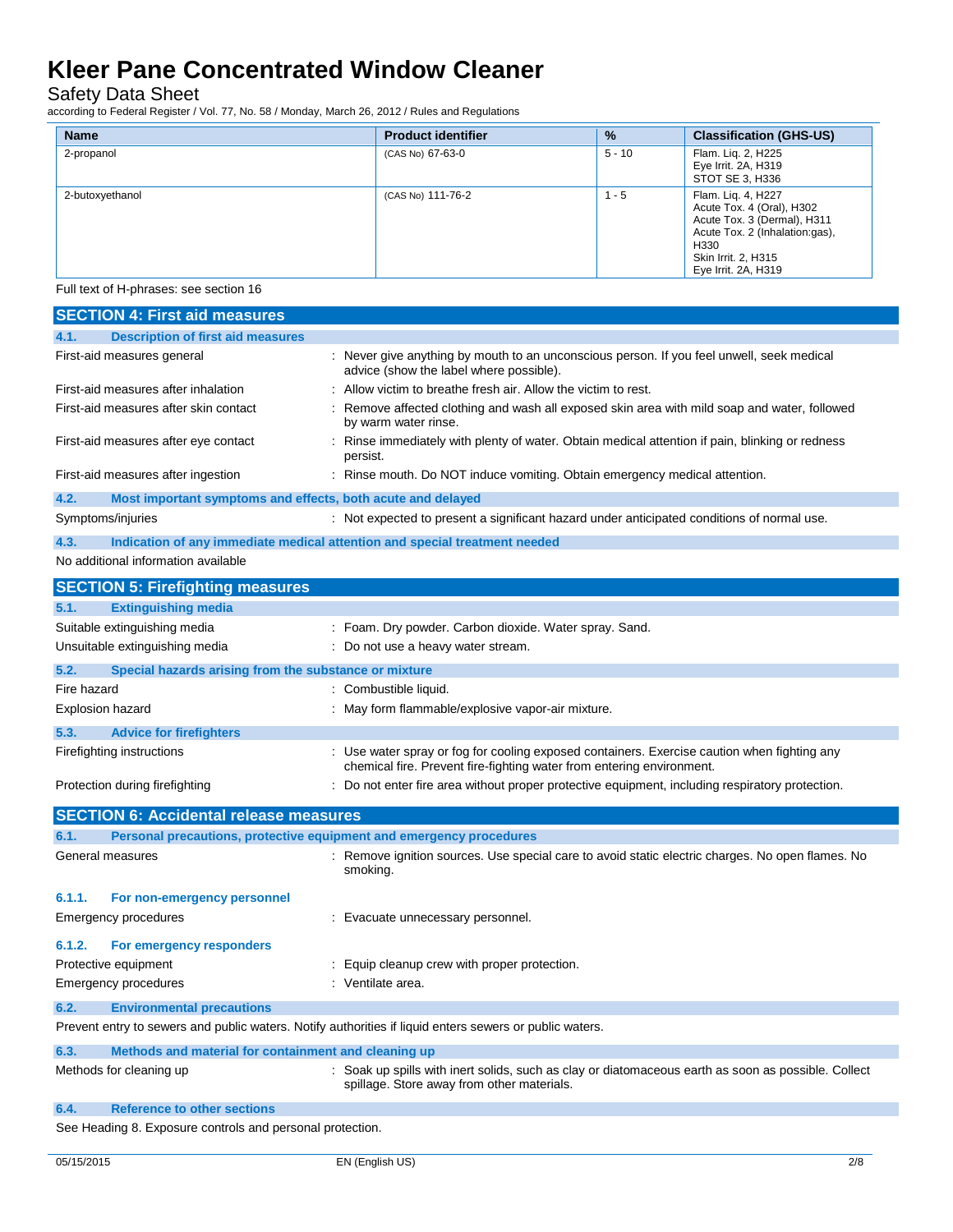| Name | Product identifier | % | Classification (GHS-US) |
|---|---|---|---|
| 2-propanol | (CAS No) 67-63-0 | 5 - 10 | Flam. Liq. 2, H225<br>Eye Irrit. 2A, H319<br>STOT SE 3, H336 |
| 2-butoxyethanol | (CAS No) 111-76-2 | 1 - 5 | Flam. Liq. 4, H227<br>Acute Tox. 4 (Oral), H302<br>Acute Tox. 3 (Dermal), H311<br>Acute Tox. 2 (Inhalation:gas), H330<br>Skin Irrit. 2, H315<br>Eye Irrit. 2A, H319 |

Full text of H-phrases: see section 16

## SECTION 4: First aid measures

### 4.1. Description of first aid measures

First-aid measures general : Never give anything by mouth to an unconscious person. If you feel unwell, seek medical advice (show the label where possible).

First-aid measures after inhalation : Allow victim to breathe fresh air. Allow the victim to rest.

First-aid measures after skin contact : Remove affected clothing and wash all exposed skin area with mild soap and water, followed by warm water rinse.

First-aid measures after eye contact : Rinse immediately with plenty of water. Obtain medical attention if pain, blinking or redness persist.

First-aid measures after ingestion : Rinse mouth. Do NOT induce vomiting. Obtain emergency medical attention.

### 4.2. Most important symptoms and effects, both acute and delayed

Symptoms/injuries : Not expected to present a significant hazard under anticipated conditions of normal use.

### 4.3. Indication of any immediate medical attention and special treatment needed

No additional information available

## SECTION 5: Firefighting measures

### 5.1. Extinguishing media

Suitable extinguishing media : Foam. Dry powder. Carbon dioxide. Water spray. Sand.

Unsuitable extinguishing media : Do not use a heavy water stream.

### 5.2. Special hazards arising from the substance or mixture

Fire hazard : Combustible liquid.

Explosion hazard : May form flammable/explosive vapor-air mixture.

### 5.3. Advice for firefighters

Firefighting instructions : Use water spray or fog for cooling exposed containers. Exercise caution when fighting any chemical fire. Prevent fire-fighting water from entering environment.

Protection during firefighting : Do not enter fire area without proper protective equipment, including respiratory protection.

## SECTION 6: Accidental release measures

### 6.1. Personal precautions, protective equipment and emergency procedures

General measures : Remove ignition sources. Use special care to avoid static electric charges. No open flames. No smoking.

#### 6.1.1. For non-emergency personnel

Emergency procedures : Evacuate unnecessary personnel.

#### 6.1.2. For emergency responders

Protective equipment : Equip cleanup crew with proper protection.

Emergency procedures : Ventilate area.

### 6.2. Environmental precautions

Prevent entry to sewers and public waters. Notify authorities if liquid enters sewers or public waters.

### 6.3. Methods and material for containment and cleaning up

Methods for cleaning up : Soak up spills with inert solids, such as clay or diatomaceous earth as soon as possible. Collect spillage. Store away from other materials.

### 6.4. Reference to other sections

See Heading 8. Exposure controls and personal protection.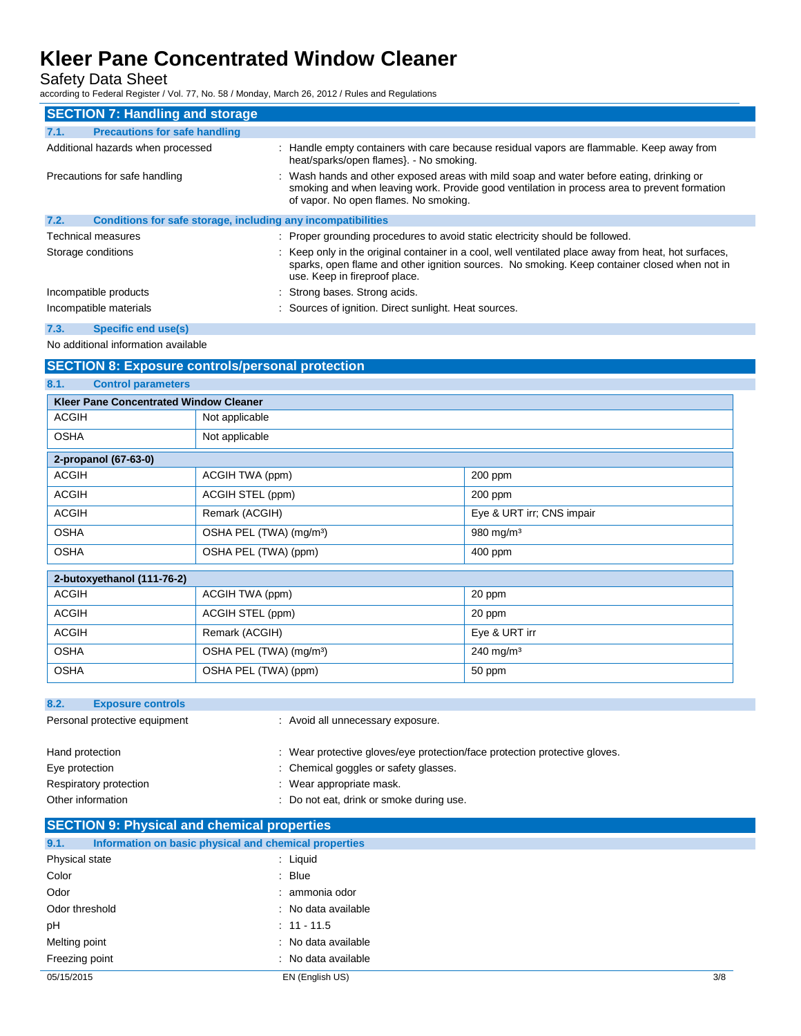## SECTION 7: Handling and storage

### 7.1. Precautions for safe handling

Additional hazards when processed : Handle empty containers with care because residual vapors are flammable. Keep away from heat/sparks/open flames}. - No smoking.

Precautions for safe handling : Wash hands and other exposed areas with mild soap and water before eating, drinking or smoking and when leaving work. Provide good ventilation in process area to prevent formation of vapor. No open flames. No smoking.

### 7.2. Conditions for safe storage, including any incompatibilities

Technical measures : Proper grounding procedures to avoid static electricity should be followed.

Storage conditions : Keep only in the original container in a cool, well ventilated place away from heat, hot surfaces, sparks, open flame and other ignition sources. No smoking. Keep container closed when not in use. Keep in fireproof place.

Incompatible products : Strong bases. Strong acids.

Incompatible materials : Sources of ignition. Direct sunlight. Heat sources.

### 7.3. Specific end use(s)

No additional information available

## SECTION 8: Exposure controls/personal protection

### 8.1. Control parameters

| Kleer Pane Concentrated Window Cleaner | | |
|---|---|---|
| ACGIH | Not applicable | |
| OSHA | Not applicable | |

| 2-propanol (67-63-0) | | |
|---|---|---|
| ACGIH | ACGIH TWA (ppm) | 200 ppm |
| ACGIH | ACGIH STEL (ppm) | 200 ppm |
| ACGIH | Remark (ACGIH) | Eye & URT irr; CNS impair |
| OSHA | OSHA PEL (TWA) (mg/m³) | 980 mg/m³ |
| OSHA | OSHA PEL (TWA) (ppm) | 400 ppm |

| 2-butoxyethanol (111-76-2) | | |
|---|---|---|
| ACGIH | ACGIH TWA (ppm) | 20 ppm |
| ACGIH | ACGIH STEL (ppm) | 20 ppm |
| ACGIH | Remark (ACGIH) | Eye & URT irr |
| OSHA | OSHA PEL (TWA) (mg/m³) | 240 mg/m³ |
| OSHA | OSHA PEL (TWA) (ppm) | 50 ppm |

### 8.2. Exposure controls

Personal protective equipment : Avoid all unnecessary exposure.

Hand protection : Wear protective gloves/eye protection/face protection protective gloves.

Eye protection : Chemical goggles or safety glasses.

Respiratory protection : Wear appropriate mask.

Other information : Do not eat, drink or smoke during use.

## SECTION 9: Physical and chemical properties

### 9.1. Information on basic physical and chemical properties

Physical state : Liquid

Color : Blue

Odor : ammonia odor

Odor threshold : No data available

pH : 11 - 11.5

Melting point : No data available

Freezing point : No data available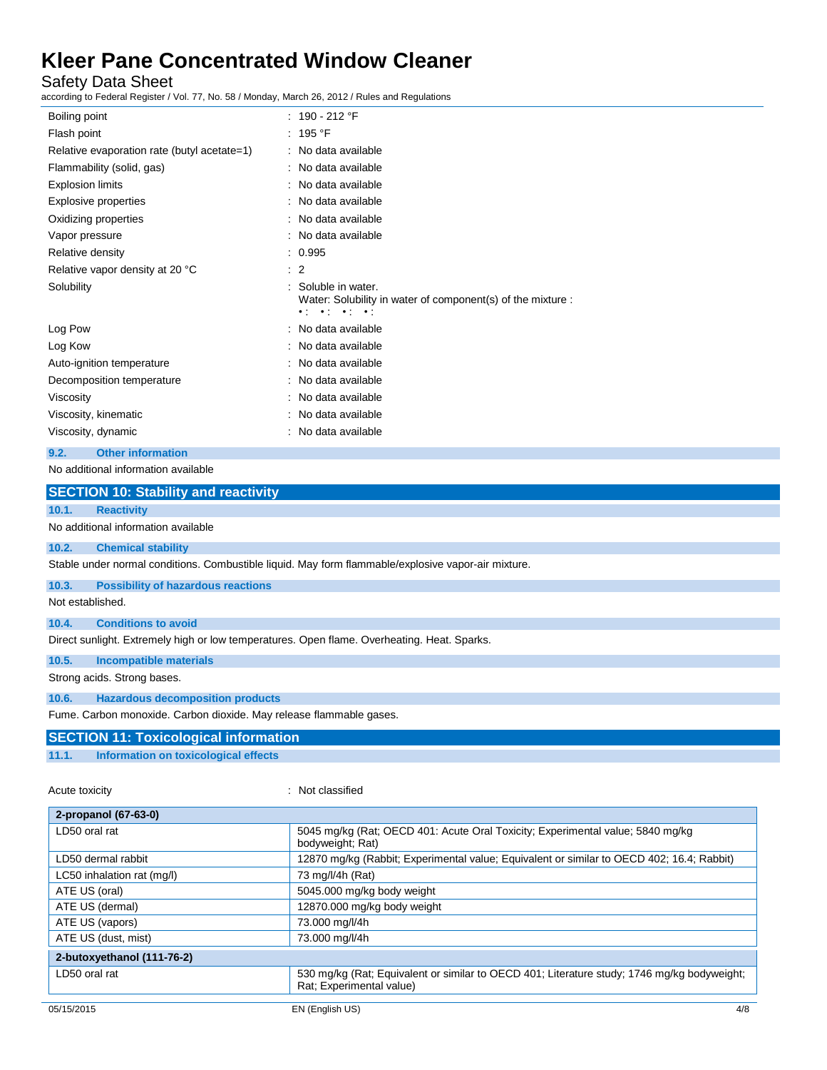| | |
|---|---|
| Boiling point | : 190 - 212 °F |
| Flash point | : 195 °F |
| Relative evaporation rate (butyl acetate=1) | : No data available |
| Flammability (solid, gas) | : No data available |
| Explosion limits | : No data available |
| Explosive properties | : No data available |
| Oxidizing properties | : No data available |
| Vapor pressure | : No data available |
| Relative density | : 0.995 |
| Relative vapor density at 20 °C | : 2 |
| Solubility | : Soluble in water. Water: Solubility in water of component(s) of the mixture : • : • : • : • : |
| Log Pow | : No data available |
| Log Kow | : No data available |
| Auto-ignition temperature | : No data available |
| Decomposition temperature | : No data available |
| Viscosity | : No data available |
| Viscosity, kinematic | : No data available |
| Viscosity, dynamic | : No data available |

### 9.2. Other information

No additional information available

## SECTION 10: Stability and reactivity

### 10.1. Reactivity

No additional information available

### 10.2. Chemical stability

Stable under normal conditions. Combustible liquid. May form flammable/explosive vapor-air mixture.

### 10.3. Possibility of hazardous reactions

Not established.

### 10.4. Conditions to avoid

Direct sunlight. Extremely high or low temperatures. Open flame. Overheating. Heat. Sparks.

### 10.5. Incompatible materials

Strong acids. Strong bases.

### 10.6. Hazardous decomposition products

Fume. Carbon monoxide. Carbon dioxide. May release flammable gases.

## SECTION 11: Toxicological information

### 11.1. Information on toxicological effects

Acute toxicity : Not classified

| 2-propanol (67-63-0) | |
|---|---|
| LD50 oral rat | 5045 mg/kg (Rat; OECD 401: Acute Oral Toxicity; Experimental value; 5840 mg/kg bodyweight; Rat) |
| LD50 dermal rabbit | 12870 mg/kg (Rabbit; Experimental value; Equivalent or similar to OECD 402; 16.4; Rabbit) |
| LC50 inhalation rat (mg/l) | 73 mg/l/4h (Rat) |
| ATE US (oral) | 5045.000 mg/kg body weight |
| ATE US (dermal) | 12870.000 mg/kg body weight |
| ATE US (vapors) | 73.000 mg/l/4h |
| ATE US (dust, mist) | 73.000 mg/l/4h |

| 2-butoxyethanol (111-76-2) | |
|---|---|
| LD50 oral rat | 530 mg/kg (Rat; Equivalent or similar to OECD 401; Literature study; 1746 mg/kg bodyweight; Rat; Experimental value) |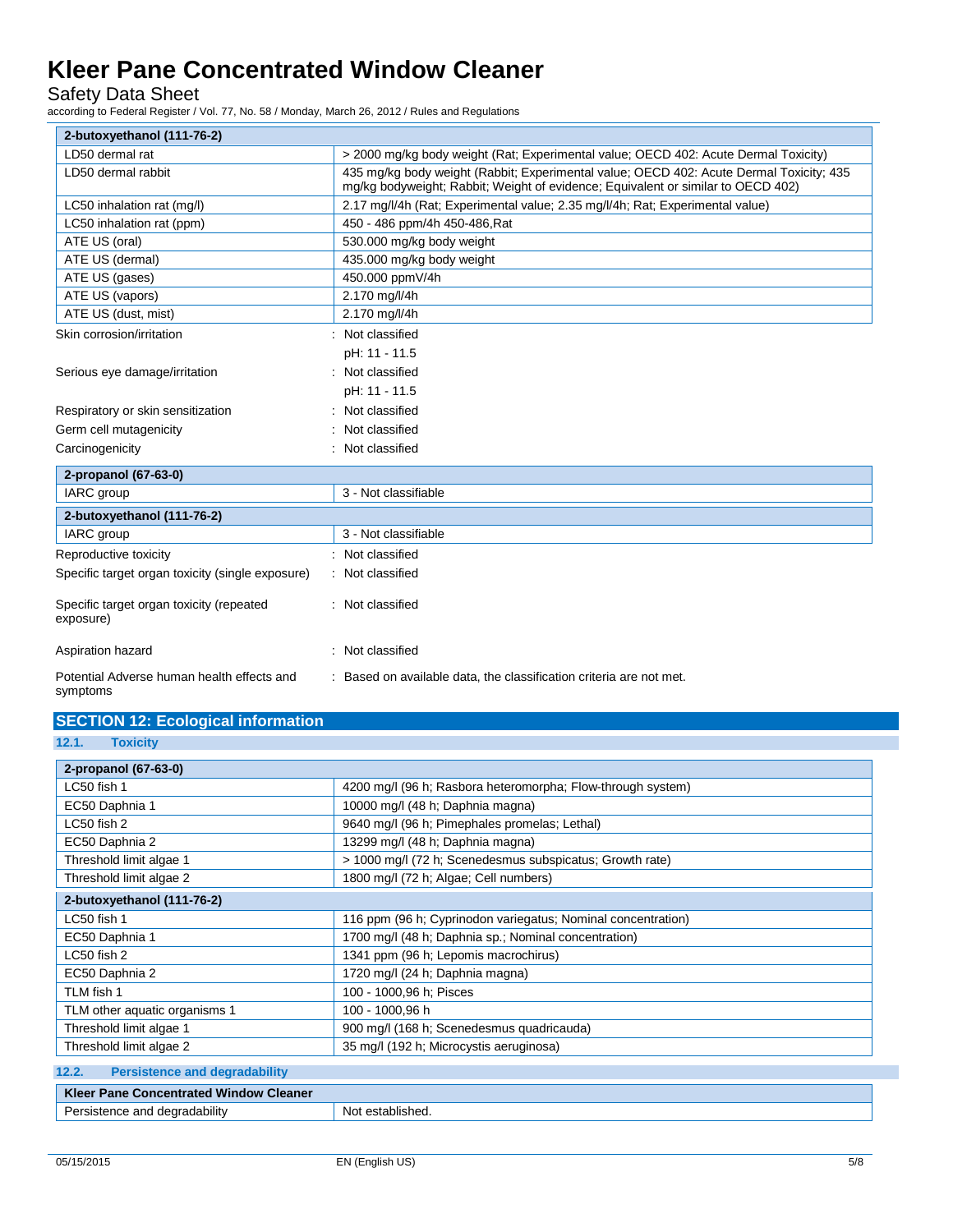| 2-butoxyethanol (111-76-2) | |
|---|---|
| LD50 dermal rat | > 2000 mg/kg body weight (Rat; Experimental value; OECD 402: Acute Dermal Toxicity) |
| LD50 dermal rabbit | 435 mg/kg body weight (Rabbit; Experimental value; OECD 402: Acute Dermal Toxicity; 435 mg/kg bodyweight; Rabbit; Weight of evidence; Equivalent or similar to OECD 402) |
| LC50 inhalation rat (mg/l) | 2.17 mg/l/4h (Rat; Experimental value; 2.35 mg/l/4h; Rat; Experimental value) |
| LC50 inhalation rat (ppm) | 450 - 486 ppm/4h 450-486,Rat |
| ATE US (oral) | 530.000 mg/kg body weight |
| ATE US (dermal) | 435.000 mg/kg body weight |
| ATE US (gases) | 450.000 ppmV/4h |
| ATE US (vapors) | 2.170 mg/l/4h |
| ATE US (dust, mist) | 2.170 mg/l/4h |

Skin corrosion/irritation : Not classified

pH: 11 - 11.5

Serious eye damage/irritation : Not classified

pH: 11 - 11.5

Respiratory or skin sensitization : Not classified

Germ cell mutagenicity : Not classified

Carcinogenicity : Not classified

| 2-propanol (67-63-0) | |
|---|---|
| IARC group | 3 - Not classifiable |

| 2-butoxyethanol (111-76-2) | |
|---|---|
| IARC group | 3 - Not classifiable |

Reproductive toxicity : Not classified

Specific target organ toxicity (single exposure) : Not classified

Specific target organ toxicity (repeated exposure) : Not classified

Aspiration hazard : Not classified

Potential Adverse human health effects and symptoms : Based on available data, the classification criteria are not met.

## SECTION 12: Ecological information

### 12.1. Toxicity

| 2-propanol (67-63-0) | |
|---|---|
| LC50 fish 1 | 4200 mg/l (96 h; Rasbora heteromorpha; Flow-through system) |
| EC50 Daphnia 1 | 10000 mg/l (48 h; Daphnia magna) |
| LC50 fish 2 | 9640 mg/l (96 h; Pimephales promelas; Lethal) |
| EC50 Daphnia 2 | 13299 mg/l (48 h; Daphnia magna) |
| Threshold limit algae 1 | > 1000 mg/l (72 h; Scenedesmus subspicatus; Growth rate) |
| Threshold limit algae 2 | 1800 mg/l (72 h; Algae; Cell numbers) |
| **2-butoxyethanol (111-76-2)** | |
| LC50 fish 1 | 116 ppm (96 h; Cyprinodon variegatus; Nominal concentration) |
| EC50 Daphnia 1 | 1700 mg/l (48 h; Daphnia sp.; Nominal concentration) |
| LC50 fish 2 | 1341 ppm (96 h; Lepomis macrochirus) |
| EC50 Daphnia 2 | 1720 mg/l (24 h; Daphnia magna) |
| TLM fish 1 | 100 - 1000,96 h; Pisces |
| TLM other aquatic organisms 1 | 100 - 1000,96 h |
| Threshold limit algae 1 | 900 mg/l (168 h; Scenedesmus quadricauda) |
| Threshold limit algae 2 | 35 mg/l (192 h; Microcystis aeruginosa) |

### 12.2. Persistence and degradability

| Kleer Pane Concentrated Window Cleaner | |
|---|---|
| Persistence and degradability | Not established. |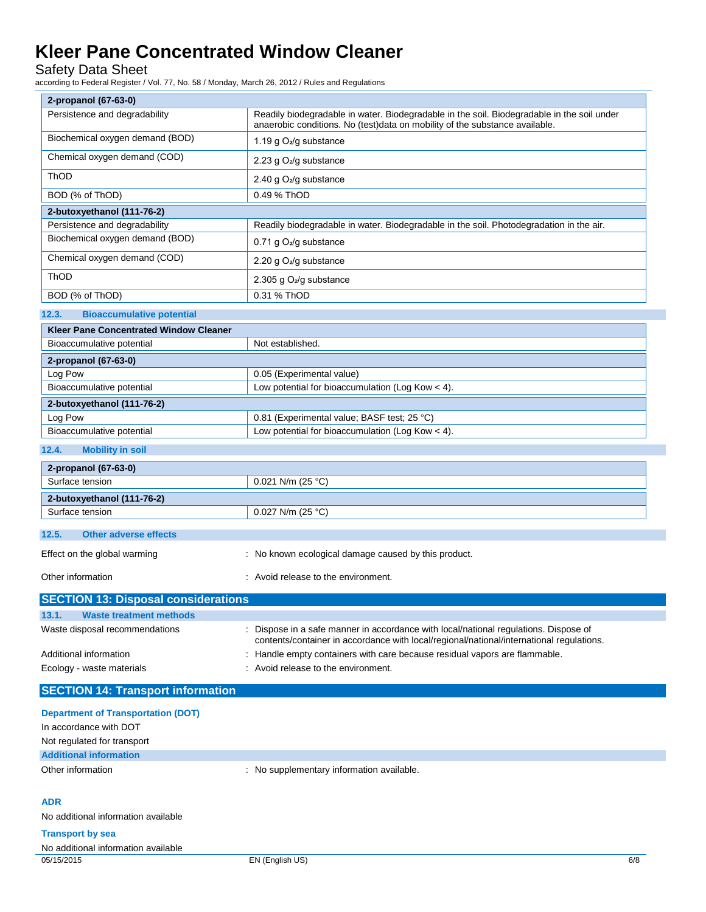| 2-propanol (67-63-0) | |
|---|---|
| Persistence and degradability | Readily biodegradable in water. Biodegradable in the soil. Biodegradable in the soil under anaerobic conditions. No (test)data on mobility of the substance available. |
| Biochemical oxygen demand (BOD) | 1.19 g $O_2$/g substance |
| Chemical oxygen demand (COD) | 2.23 g $O_2$/g substance |
| ThOD | 2.40 g $O_2$/g substance |
| BOD (% of ThOD) | 0.49 % ThOD |

| 2-butoxyethanol (111-76-2) | |
|---|---|
| Persistence and degradability | Readily biodegradable in water. Biodegradable in the soil. Photodegradation in the air. |
| Biochemical oxygen demand (BOD) | 0.71 g $O_2$/g substance |
| Chemical oxygen demand (COD) | 2.20 g $O_2$/g substance |
| ThOD | 2.305 g $O_2$/g substance |
| BOD (% of ThOD) | 0.31 % ThOD |

### 12.3. Bioaccumulative potential

| Kleer Pane Concentrated Window Cleaner | |
|---|---|
| Bioaccumulative potential | Not established. |

| 2-propanol (67-63-0) | |
|---|---|
| Log Pow | 0.05 (Experimental value) |
| Bioaccumulative potential | Low potential for bioaccumulation (Log Kow < 4). |

| 2-butoxyethanol (111-76-2) | |
|---|---|
| Log Pow | 0.81 (Experimental value; BASF test; 25 °C) |
| Bioaccumulative potential | Low potential for bioaccumulation (Log Kow < 4). |

### 12.4. Mobility in soil

| 2-propanol (67-63-0) | |
|---|---|
| Surface tension | 0.021 N/m (25 °C) |

| 2-butoxyethanol (111-76-2) | |
|---|---|
| Surface tension | 0.027 N/m (25 °C) |

### 12.5. Other adverse effects

Effect on the global warming : No known ecological damage caused by this product.

Other information : Avoid release to the environment.

## SECTION 13: Disposal considerations

### 13.1. Waste treatment methods

Waste disposal recommendations : Dispose in a safe manner in accordance with local/national regulations. Dispose of contents/container in accordance with local/regional/national/international regulations.

Additional information : Handle empty containers with care because residual vapors are flammable.

Ecology - waste materials : Avoid release to the environment.

## SECTION 14: Transport information

**Department of Transportation (DOT)**

In accordance with DOT

Not regulated for transport

**Additional information**

Other information : No supplementary information available.

**ADR**

No additional information available

**Transport by sea**

No additional information available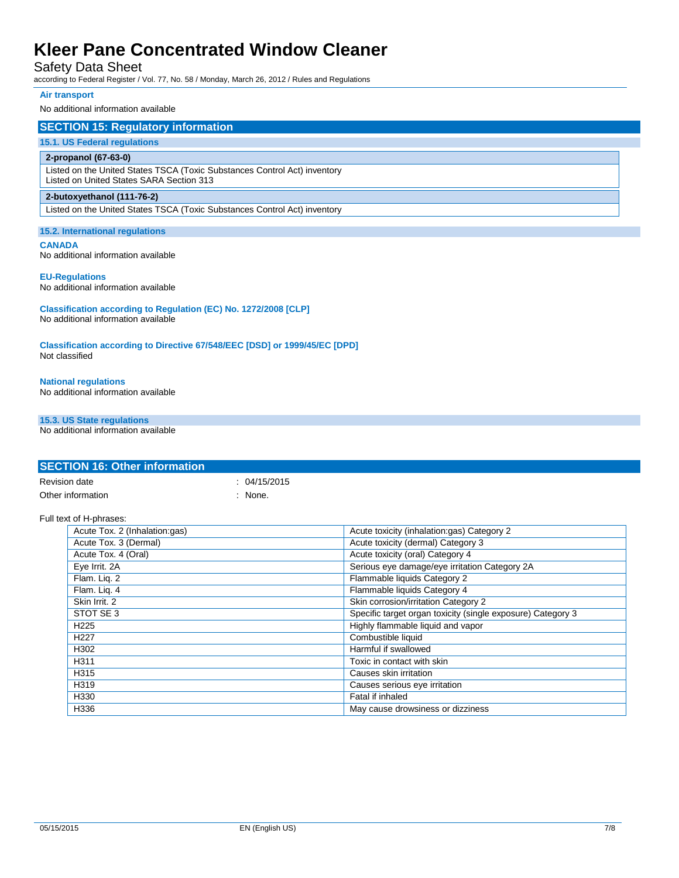### Air transport

No additional information available

## SECTION 15: Regulatory information

### 15.1. US Federal regulations

| **2-propanol (67-63-0)** |
| --- |
| Listed on the United States TSCA (Toxic Substances Control Act) inventory<br>Listed on United States SARA Section 313 |

| **2-butoxyethanol (111-76-2)** |
| --- |
| Listed on the United States TSCA (Toxic Substances Control Act) inventory |

### 15.2. International regulations

**CANADA**

No additional information available

**EU-Regulations**

No additional information available

**Classification according to Regulation (EC) No. 1272/2008 [CLP]**

No additional information available

**Classification according to Directive 67/548/EEC [DSD] or 1999/45/EC [DPD]**

Not classified

**National regulations**

No additional information available

### 15.3. US State regulations

No additional information available

## SECTION 16: Other information

Revision date : 04/15/2015

Other information : None.

Full text of H-phrases:

| | |
| --- | --- |
| Acute Tox. 2 (Inhalation:gas) | Acute toxicity (inhalation:gas) Category 2 |
| Acute Tox. 3 (Dermal) | Acute toxicity (dermal) Category 3 |
| Acute Tox. 4 (Oral) | Acute toxicity (oral) Category 4 |
| Eye Irrit. 2A | Serious eye damage/eye irritation Category 2A |
| Flam. Liq. 2 | Flammable liquids Category 2 |
| Flam. Liq. 4 | Flammable liquids Category 4 |
| Skin Irrit. 2 | Skin corrosion/irritation Category 2 |
| STOT SE 3 | Specific target organ toxicity (single exposure) Category 3 |
| H225 | Highly flammable liquid and vapor |
| H227 | Combustible liquid |
| H302 | Harmful if swallowed |
| H311 | Toxic in contact with skin |
| H315 | Causes skin irritation |
| H319 | Causes serious eye irritation |
| H330 | Fatal if inhaled |
| H336 | May cause drowsiness or dizziness |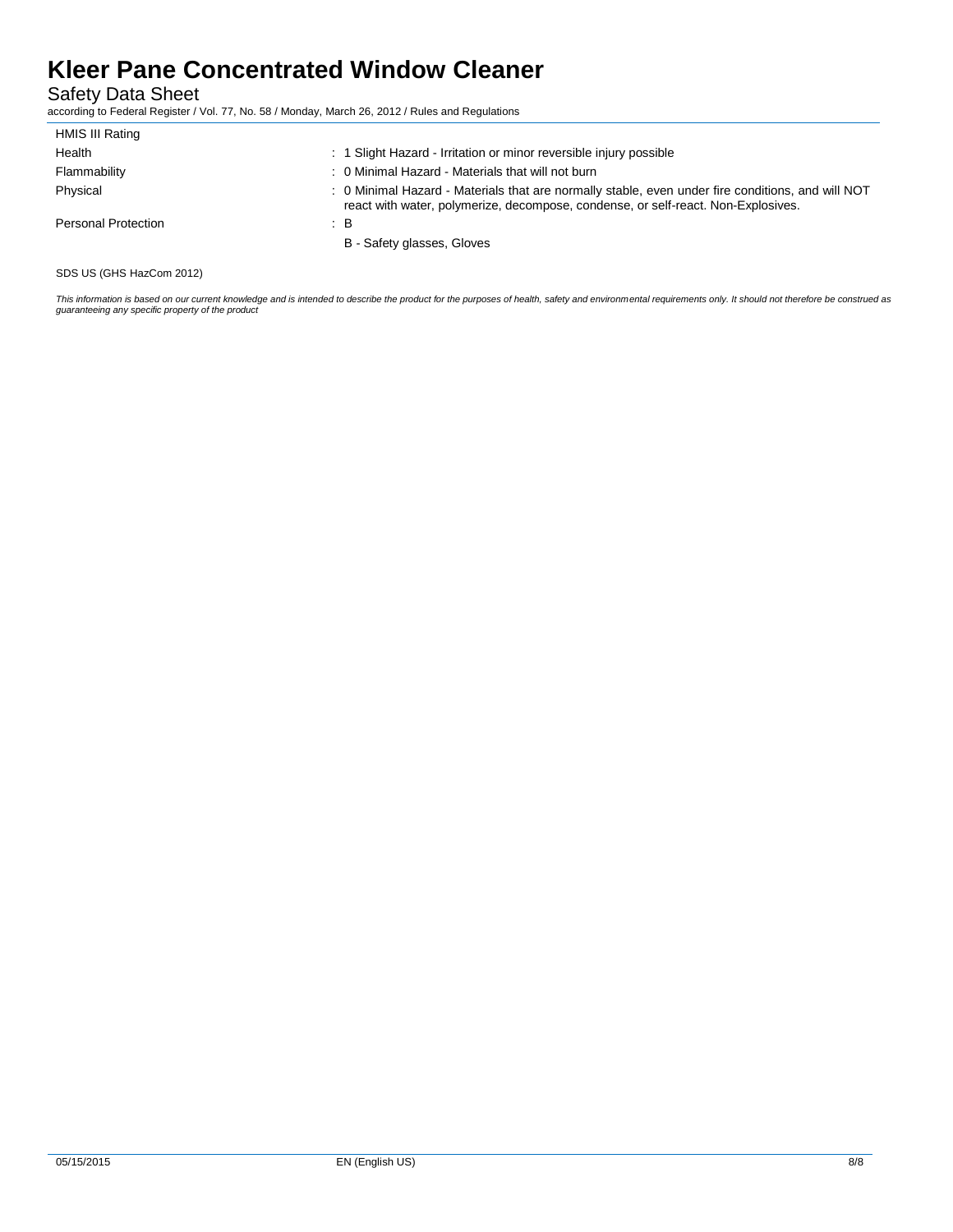HMIS III Rating

| | |
|---|---|
| Health | : 1 Slight Hazard - Irritation or minor reversible injury possible |
| Flammability | : 0 Minimal Hazard - Materials that will not burn |
| Physical | : 0 Minimal Hazard - Materials that are normally stable, even under fire conditions, and will NOT react with water, polymerize, decompose, condense, or self-react. Non-Explosives. |
| Personal Protection | : B |
| | B - Safety glasses, Gloves |

SDS US (GHS HazCom 2012)

*This information is based on our current knowledge and is intended to describe the product for the purposes of health, safety and environmental requirements only. It should not therefore be construed as guaranteeing any specific property of the product*